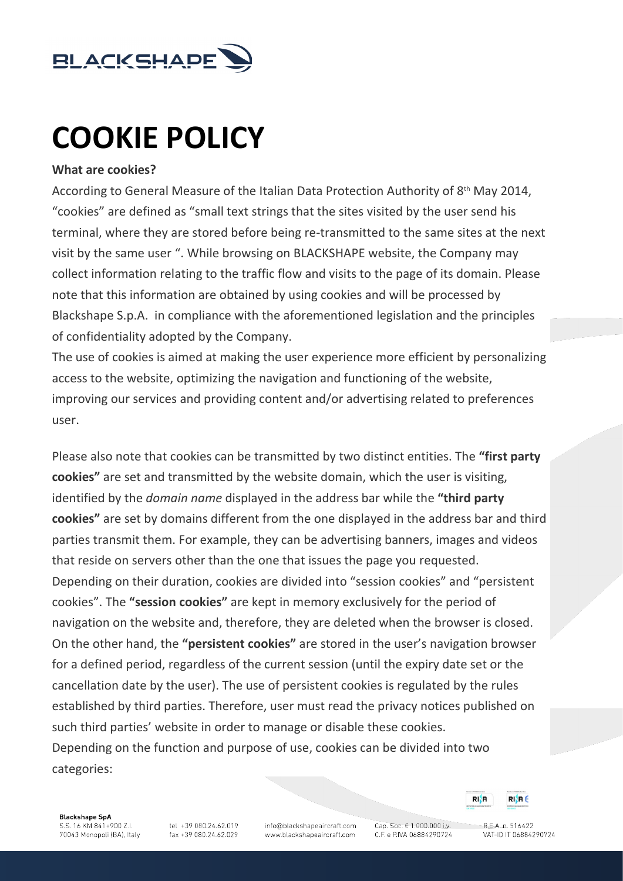# COOKIE POLICY

**What are cookies?**

According to General Measure of the Italian Data Protection Authority of 8th May 2014, "cookies" are defined as "small text strings that the sites visited by the user send his terminal, where they are stored before being re-transmitted to the same sites at the next visit by the same user ". While browsing on BLACKSHAPE website, the Company may collect information relating to the traffic flow and visits to the page of its domain. Please note that this information are obtained by using cookies and will be processed by Blackshape S.p.A. in compliance with the aforementioned legislation and the principles of confidentiality adopted by the Company.

The use of cookies is aimed at making the user experience more efficient by personalizing access to the website, optimizing the navigation and functioning of the website, improving our services and providing content and/or advertising related to preferences user.

Please also note that cookies can be transmitted by two distinct entities. The **"first party cookies"** are set and transmitted by the website domain, which the user is visiting, identified by the *domain name* displayed in the address bar while the **"third party cookies"** are set by domains different from the one displayed in the address bar and third parties transmit them. For example, they can be advertising banners, images and videos that reside on servers other than the one that issues the page you requested.

Depending on their duration, cookies are divided into "session cookies" and "persistent cookies". The **"session cookies"** are kept in memory exclusively for the period of navigation on the website and, therefore, they are deleted when the browser is closed. On the other hand, the **"persistent cookies"** are stored in the user's navigation browser for a defined period, regardless of the current session (until the expiry date set or the cancellation date by the user). The use of persistent cookies is regulated by the rules established by third parties. Therefore, user must read the privacy notices published on such third parties' website in order to manage or disable these cookies.

Depending on the function and purpose of use, cookies can be divided into two categories: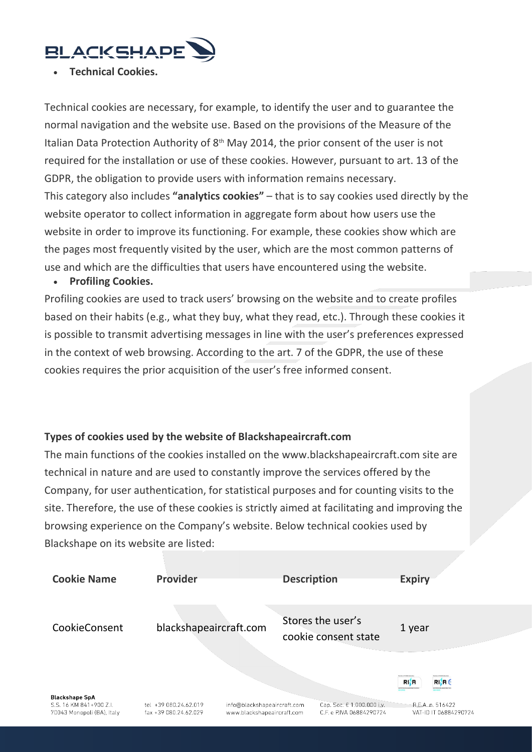- **Technical Cookies.**

Technical cookies are necessary, for example, to identify the user and to guarantee the normal navigation and the website use. Based on the provisions of the Measure of the Italian Data Protection Authority of 8th May 2014, the prior consent of the user is not required for the installation or use of these cookies. However, pursuant to art. 13 of the GDPR, the obligation to provide users with information remains necessary.
This category also includes **"analytics cookies"** – that is to say cookies used directly by the website operator to collect information in aggregate form about how users use the website in order to improve its functioning. For example, these cookies show which are the pages most frequently visited by the user, which are the most common patterns of use and which are the difficulties that users have encountered using the website.

- **Profiling Cookies.**

Profiling cookies are used to track users' browsing on the website and to create profiles based on their habits (e.g., what they buy, what they read, etc.). Through these cookies it is possible to transmit advertising messages in line with the user's preferences expressed in the context of web browsing. According to the art. 7 of the GDPR, the use of these cookies requires the prior acquisition of the user's free informed consent.

**Types of cookies used by the website of Blackshapeaircraft.com**

The main functions of the cookies installed on the www.blackshapeaircraft.com site are technical in nature and are used to constantly improve the services offered by the Company, for user authentication, for statistical purposes and for counting visits to the site. Therefore, the use of these cookies is strictly aimed at facilitating and improving the browsing experience on the Company's website. Below technical cookies used by Blackshape on its website are listed:

| Cookie Name | Provider | Description | Expiry |
|---|---|---|---|
| CookieConsent | blackshapeaircraft.com | Stores the user's cookie consent state | 1 year |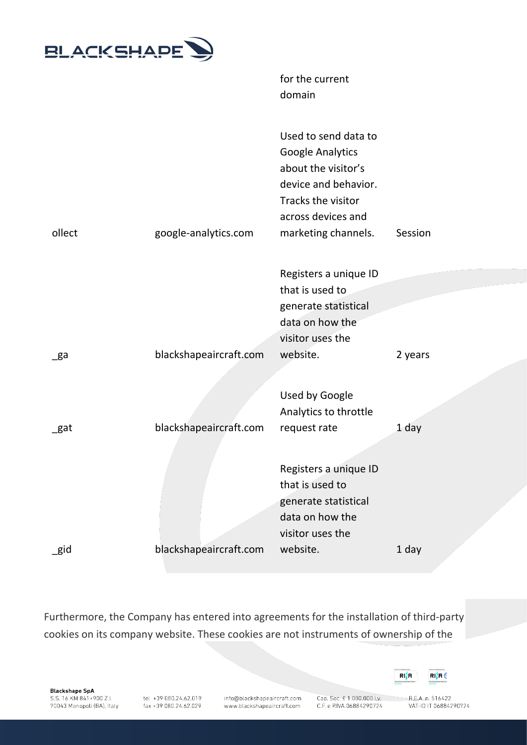| | | for the current domain | |
|---|---|---|---|
| ollect | google-analytics.com | Used to send data to Google Analytics about the visitor's device and behavior. Tracks the visitor across devices and marketing channels. | Session |
| _ga | blackshapeaircraft.com | Registers a unique ID that is used to generate statistical data on how the visitor uses the website. | 2 years |
| _gat | blackshapeaircraft.com | Used by Google Analytics to throttle request rate | 1 day |
| _gid | blackshapeaircraft.com | Registers a unique ID that is used to generate statistical data on how the visitor uses the website. | 1 day |

Furthermore, the Company has entered into agreements for the installation of third-party cookies on its company website. These cookies are not instruments of ownership of the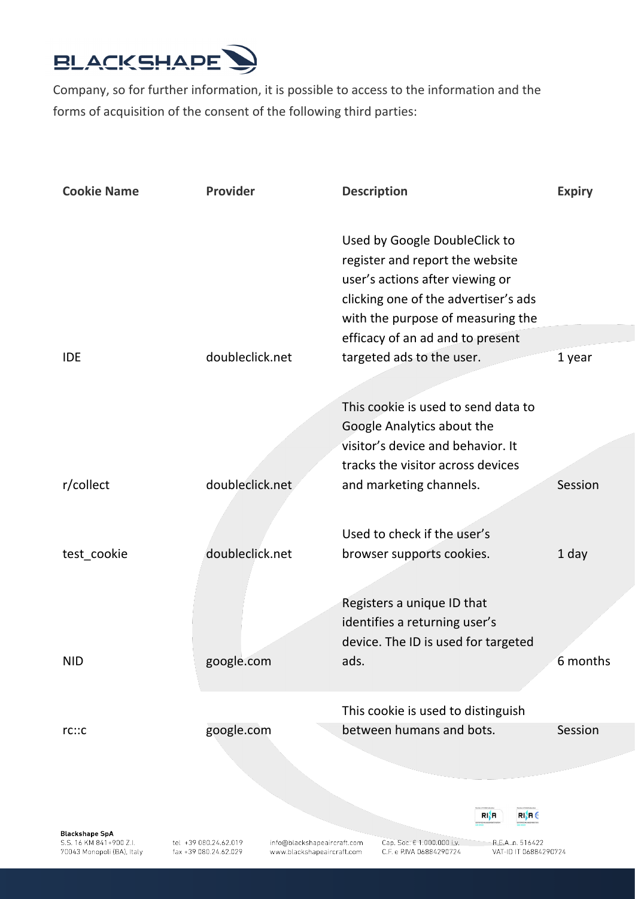Company, so for further information, it is possible to access to the information and the forms of acquisition of the consent of the following third parties:

| Cookie Name | Provider | Description | Expiry |
|---|---|---|---|
| IDE | doubleclick.net | Used by Google DoubleClick to register and report the website user's actions after viewing or clicking one of the advertiser's ads with the purpose of measuring the efficacy of an ad and to present targeted ads to the user. | 1 year |
| r/collect | doubleclick.net | This cookie is used to send data to Google Analytics about the visitor's device and behavior. It tracks the visitor across devices and marketing channels. | Session |
| test_cookie | doubleclick.net | Used to check if the user's browser supports cookies. | 1 day |
| NID | google.com | Registers a unique ID that identifies a returning user's device. The ID is used for targeted ads. | 6 months |
| rc::c | google.com | This cookie is used to distinguish between humans and bots. | Session |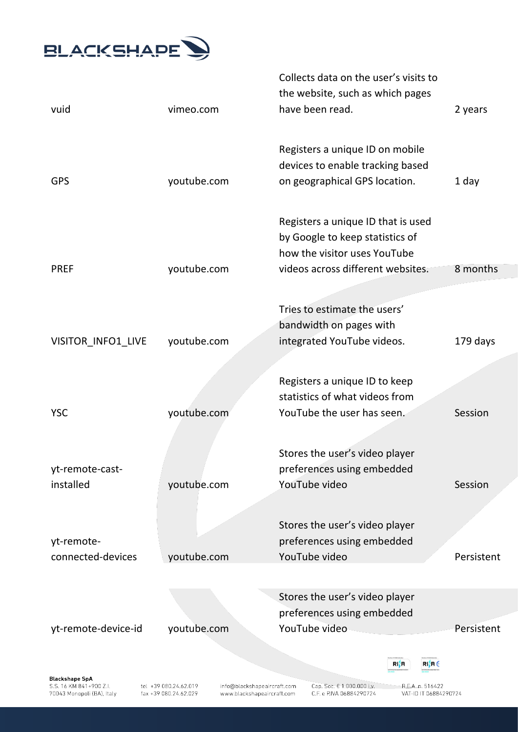| | | | |
|---|---|---|---|
| vuid | vimeo.com | Collects data on the user's visits to the website, such as which pages have been read. | 2 years |
| GPS | youtube.com | Registers a unique ID on mobile devices to enable tracking based on geographical GPS location. | 1 day |
| PREF | youtube.com | Registers a unique ID that is used by Google to keep statistics of how the visitor uses YouTube videos across different websites. | 8 months |
| VISITOR_INFO1_LIVE | youtube.com | Tries to estimate the users' bandwidth on pages with integrated YouTube videos. | 179 days |
| YSC | youtube.com | Registers a unique ID to keep statistics of what videos from YouTube the user has seen. | Session |
| yt-remote-cast-installed | youtube.com | Stores the user's video player preferences using embedded YouTube video | Session |
| yt-remote-connected-devices | youtube.com | Stores the user's video player preferences using embedded YouTube video | Persistent |
| yt-remote-device-id | youtube.com | Stores the user's video player preferences using embedded YouTube video | Persistent |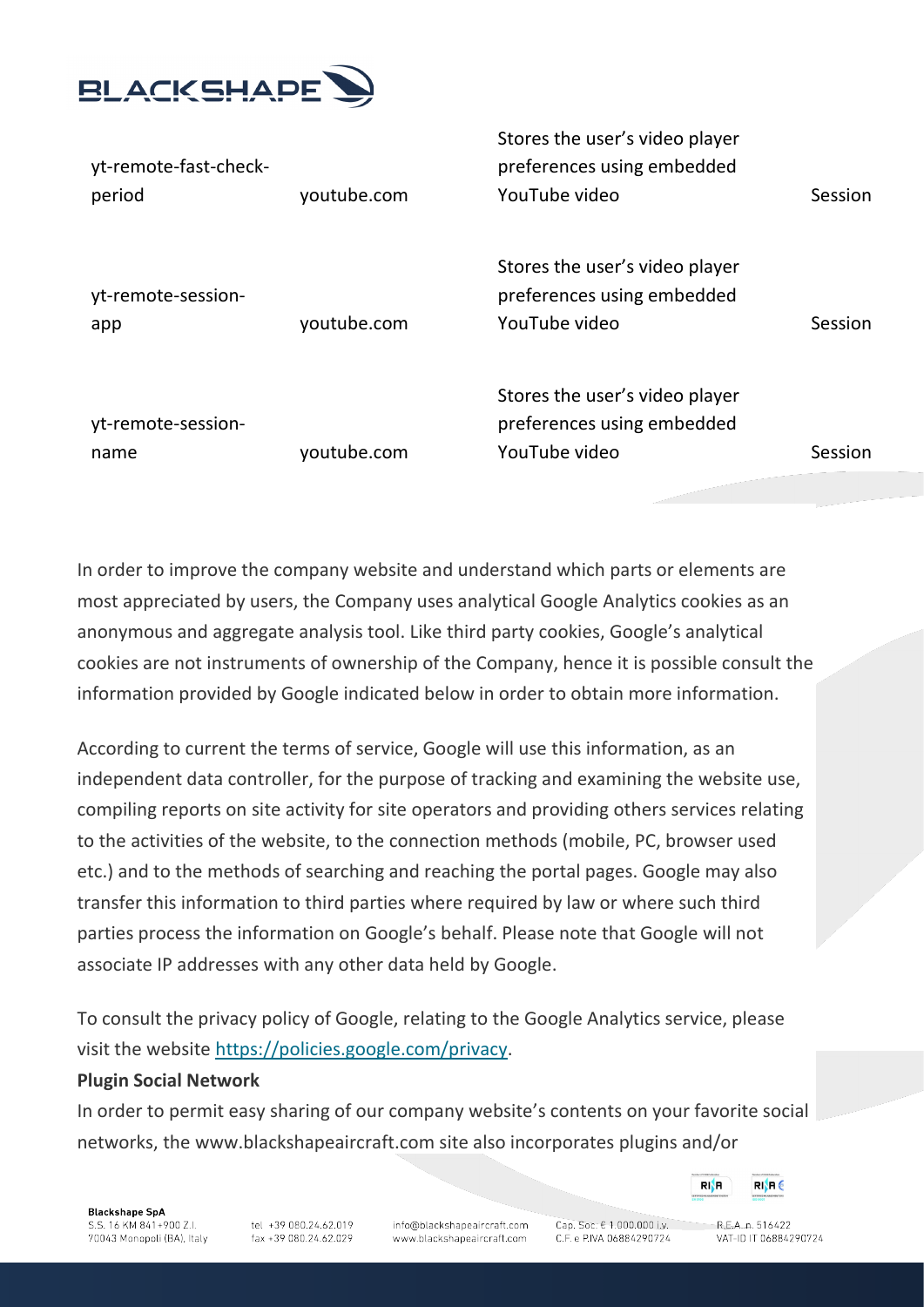| | | | |
|---|---|---|---|
| yt-remote-fast-check-period | youtube.com | Stores the user's video player preferences using embedded YouTube video | Session |
| yt-remote-session-app | youtube.com | Stores the user's video player preferences using embedded YouTube video | Session |
| yt-remote-session-name | youtube.com | Stores the user's video player preferences using embedded YouTube video | Session |

In order to improve the company website and understand which parts or elements are most appreciated by users, the Company uses analytical Google Analytics cookies as an anonymous and aggregate analysis tool. Like third party cookies, Google's analytical cookies are not instruments of ownership of the Company, hence it is possible consult the information provided by Google indicated below in order to obtain more information.

According to current the terms of service, Google will use this information, as an independent data controller, for the purpose of tracking and examining the website use, compiling reports on site activity for site operators and providing others services relating to the activities of the website, to the connection methods (mobile, PC, browser used etc.) and to the methods of searching and reaching the portal pages. Google may also transfer this information to third parties where required by law or where such third parties process the information on Google's behalf. Please note that Google will not associate IP addresses with any other data held by Google.

To consult the privacy policy of Google, relating to the Google Analytics service, please visit the website https://policies.google.com/privacy.

**Plugin Social Network**

In order to permit easy sharing of our company website's contents on your favorite social networks, the www.blackshapeaircraft.com site also incorporates plugins and/or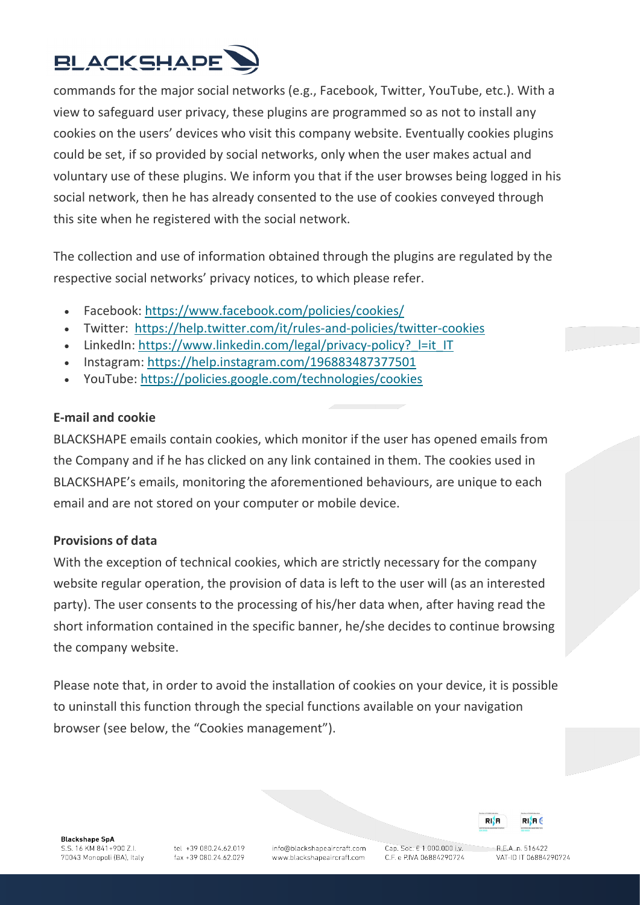commands for the major social networks (e.g., Facebook, Twitter, YouTube, etc.). With a view to safeguard user privacy, these plugins are programmed so as not to install any cookies on the users' devices who visit this company website. Eventually cookies plugins could be set, if so provided by social networks, only when the user makes actual and voluntary use of these plugins. We inform you that if the user browses being logged in his social network, then he has already consented to the use of cookies conveyed through this site when he registered with the social network.

The collection and use of information obtained through the plugins are regulated by the respective social networks' privacy notices, to which please refer.

- Facebook: https://www.facebook.com/policies/cookies/
- Twitter: https://help.twitter.com/it/rules-and-policies/twitter-cookies
- LinkedIn: https://www.linkedin.com/legal/privacy-policy?_l=it_IT
- Instagram: https://help.instagram.com/196883487377501
- YouTube: https://policies.google.com/technologies/cookies

**E-mail and cookie**

BLACKSHAPE emails contain cookies, which monitor if the user has opened emails from the Company and if he has clicked on any link contained in them. The cookies used in BLACKSHAPE's emails, monitoring the aforementioned behaviours, are unique to each email and are not stored on your computer or mobile device.

**Provisions of data**

With the exception of technical cookies, which are strictly necessary for the company website regular operation, the provision of data is left to the user will (as an interested party). The user consents to the processing of his/her data when, after having read the short information contained in the specific banner, he/she decides to continue browsing the company website.

Please note that, in order to avoid the installation of cookies on your device, it is possible to uninstall this function through the special functions available on your navigation browser (see below, the "Cookies management").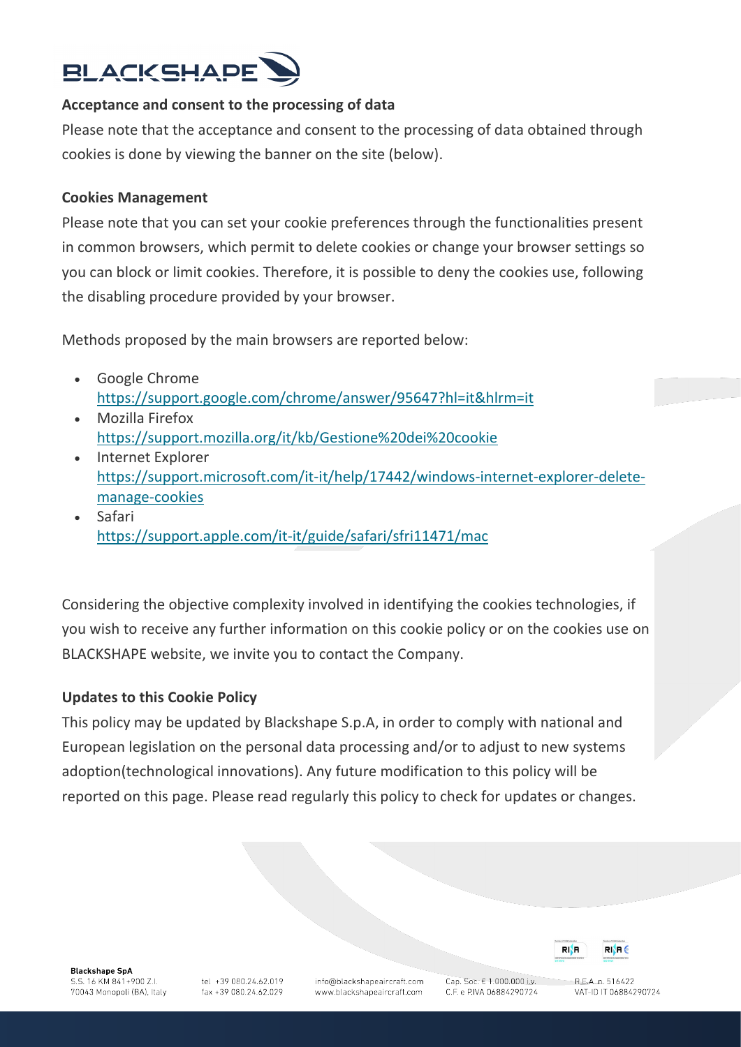### Acceptance and consent to the processing of data

Please note that the acceptance and consent to the processing of data obtained through cookies is done by viewing the banner on the site (below).

### Cookies Management

Please note that you can set your cookie preferences through the functionalities present in common browsers, which permit to delete cookies or change your browser settings so you can block or limit cookies. Therefore, it is possible to deny the cookies use, following the disabling procedure provided by your browser.

Methods proposed by the main browsers are reported below:

- Google Chrome
  https://support.google.com/chrome/answer/95647?hl=it&hlrm=it
- Mozilla Firefox
  https://support.mozilla.org/it/kb/Gestione%20dei%20cookie
- Internet Explorer
  https://support.microsoft.com/it-it/help/17442/windows-internet-explorer-delete-manage-cookies
- Safari
  https://support.apple.com/it-it/guide/safari/sfri11471/mac

Considering the objective complexity involved in identifying the cookies technologies, if you wish to receive any further information on this cookie policy or on the cookies use on BLACKSHAPE website, we invite you to contact the Company.

### Updates to this Cookie Policy

This policy may be updated by Blackshape S.p.A, in order to comply with national and European legislation on the personal data processing and/or to adjust to new systems adoption(technological innovations). Any future modification to this policy will be reported on this page. Please read regularly this policy to check for updates or changes.